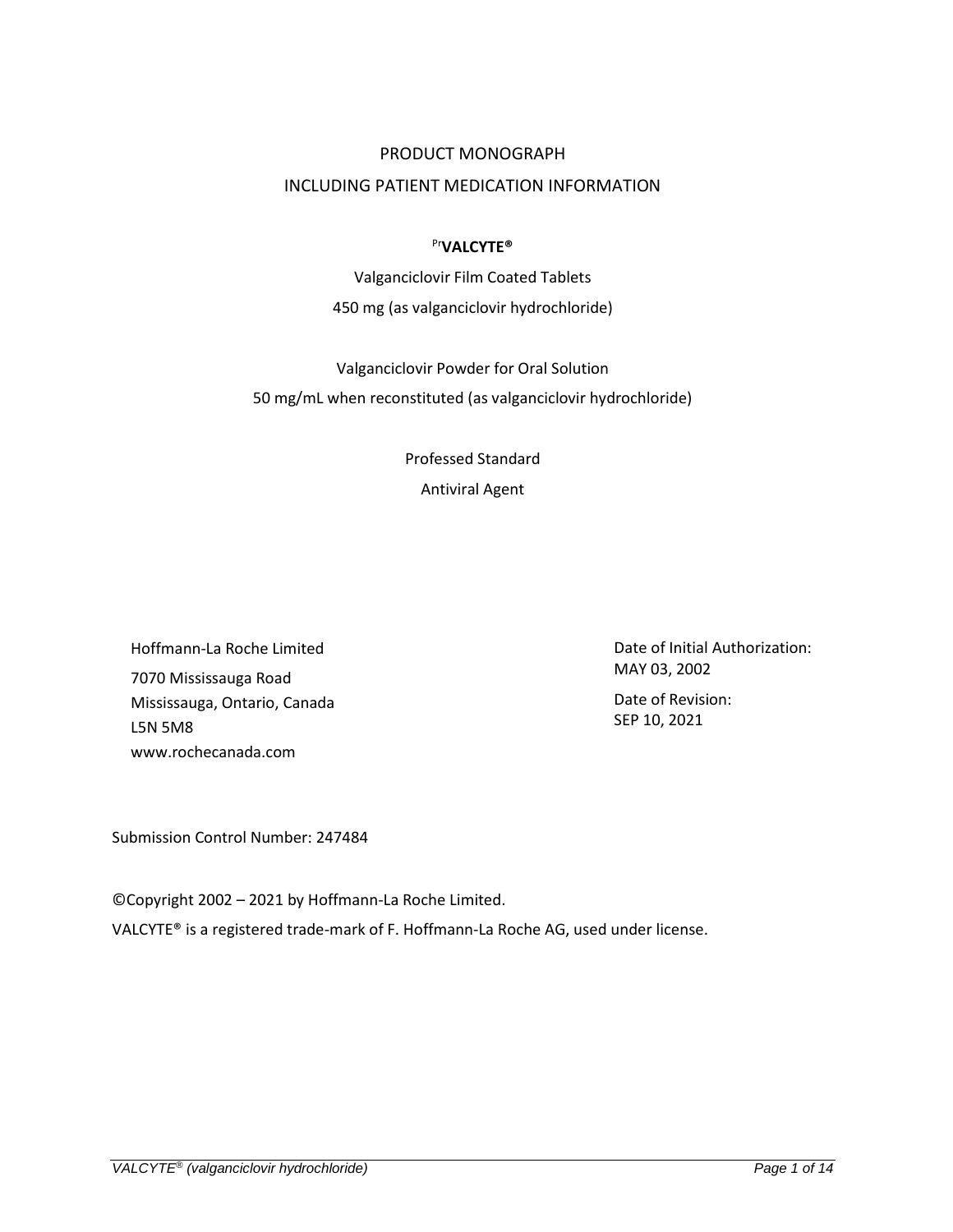PRODUCT MONOGRAPH

INCLUDING PATIENT MEDICATION INFORMATION

[Pr]**VALCYTE®**

Valganciclovir Film Coated Tablets

450 mg (as valganciclovir hydrochloride)

Valganciclovir Powder for Oral Solution

50 mg/mL when reconstituted (as valganciclovir hydrochloride)

Professed Standard

Antiviral Agent

Hoffmann-La Roche Limited
7070 Mississauga Road
Mississauga, Ontario, Canada
L5N 5M8
www.rochecanada.com

Date of Initial Authorization:
MAY 03, 2002

Date of Revision:
SEP 10, 2021

Submission Control Number: 247484

©Copyright 2002 – 2021 by Hoffmann-La Roche Limited.

VALCYTE® is a registered trade-mark of F. Hoffmann-La Roche AG, used under license.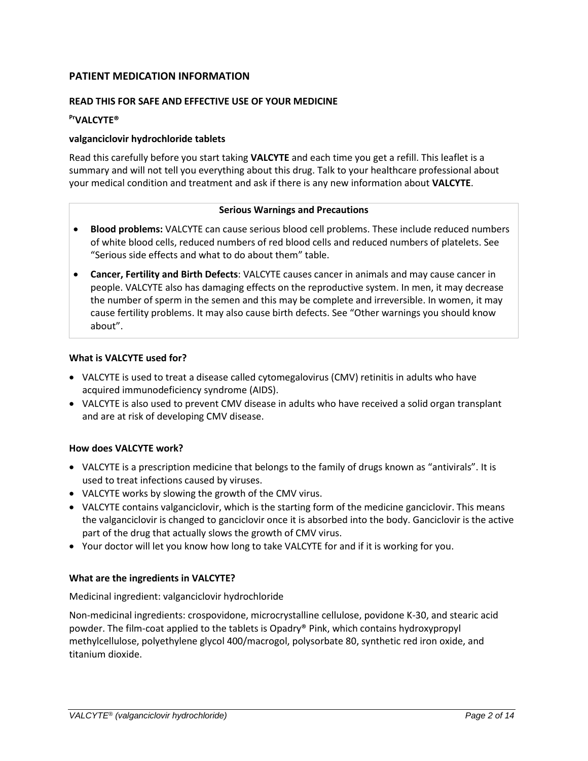## PATIENT MEDICATION INFORMATION

### READ THIS FOR SAFE AND EFFECTIVE USE OF YOUR MEDICINE

**[Pr]VALCYTE®**

**valganciclovir hydrochloride tablets**

Read this carefully before you start taking **VALCYTE** and each time you get a refill. This leaflet is a summary and will not tell you everything about this drug. Talk to your healthcare professional about your medical condition and treatment and ask if there is any new information about **VALCYTE**.

| Serious Warnings and Precautions |
|---|
| • **Blood problems:** VALCYTE can cause serious blood cell problems. These include reduced numbers of white blood cells, reduced numbers of red blood cells and reduced numbers of platelets. See "Serious side effects and what to do about them" table.<br>• **Cancer, Fertility and Birth Defects**: VALCYTE causes cancer in animals and may cause cancer in people. VALCYTE also has damaging effects on the reproductive system. In men, it may decrease the number of sperm in the semen and this may be complete and irreversible. In women, it may cause fertility problems. It may also cause birth defects. See "Other warnings you should know about". |

**What is VALCYTE used for?**

- VALCYTE is used to treat a disease called cytomegalovirus (CMV) retinitis in adults who have acquired immunodeficiency syndrome (AIDS).
- VALCYTE is also used to prevent CMV disease in adults who have received a solid organ transplant and are at risk of developing CMV disease.

**How does VALCYTE work?**

- VALCYTE is a prescription medicine that belongs to the family of drugs known as "antivirals". It is used to treat infections caused by viruses.
- VALCYTE works by slowing the growth of the CMV virus.
- VALCYTE contains valganciclovir, which is the starting form of the medicine ganciclovir. This means the valganciclovir is changed to ganciclovir once it is absorbed into the body. Ganciclovir is the active part of the drug that actually slows the growth of CMV virus.
- Your doctor will let you know how long to take VALCYTE for and if it is working for you.

**What are the ingredients in VALCYTE?**

Medicinal ingredient: valganciclovir hydrochloride

Non-medicinal ingredients: crospovidone, microcrystalline cellulose, povidone K-30, and stearic acid powder. The film-coat applied to the tablets is Opadry® Pink, which contains hydroxypropyl methylcellulose, polyethylene glycol 400/macrogol, polysorbate 80, synthetic red iron oxide, and titanium dioxide.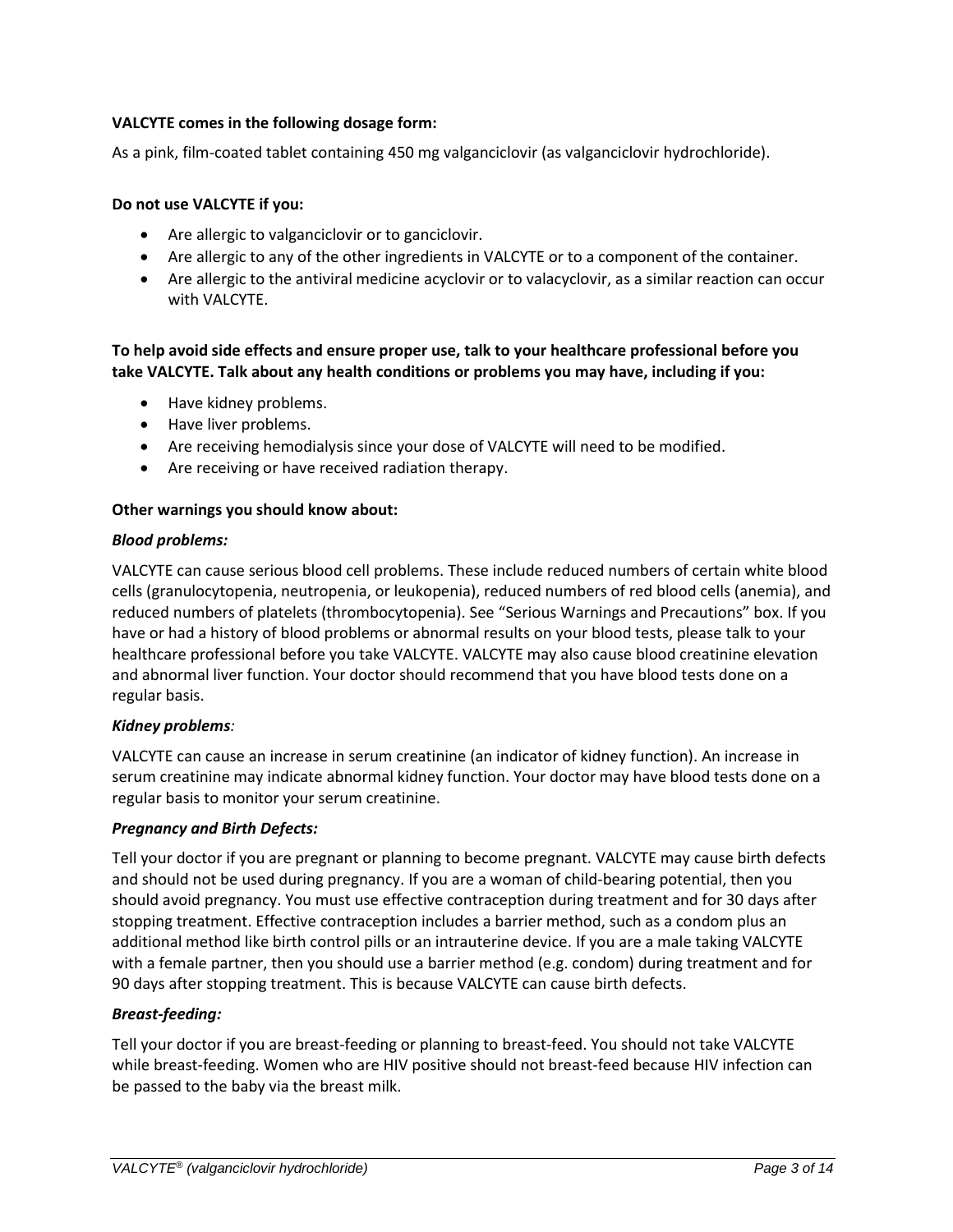**VALCYTE comes in the following dosage form:**

As a pink, film-coated tablet containing 450 mg valganciclovir (as valganciclovir hydrochloride).

**Do not use VALCYTE if you:**

- Are allergic to valganciclovir or to ganciclovir.
- Are allergic to any of the other ingredients in VALCYTE or to a component of the container.
- Are allergic to the antiviral medicine acyclovir or to valacyclovir, as a similar reaction can occur with VALCYTE.

**To help avoid side effects and ensure proper use, talk to your healthcare professional before you take VALCYTE. Talk about any health conditions or problems you may have, including if you:**

- Have kidney problems.
- Have liver problems.
- Are receiving hemodialysis since your dose of VALCYTE will need to be modified.
- Are receiving or have received radiation therapy.

**Other warnings you should know about:**

***Blood problems:***

VALCYTE can cause serious blood cell problems. These include reduced numbers of certain white blood cells (granulocytopenia, neutropenia, or leukopenia), reduced numbers of red blood cells (anemia), and reduced numbers of platelets (thrombocytopenia). See "Serious Warnings and Precautions" box. If you have or had a history of blood problems or abnormal results on your blood tests, please talk to your healthcare professional before you take VALCYTE. VALCYTE may also cause blood creatinine elevation and abnormal liver function. Your doctor should recommend that you have blood tests done on a regular basis.

***Kidney problems:***

VALCYTE can cause an increase in serum creatinine (an indicator of kidney function). An increase in serum creatinine may indicate abnormal kidney function. Your doctor may have blood tests done on a regular basis to monitor your serum creatinine.

***Pregnancy and Birth Defects:***

Tell your doctor if you are pregnant or planning to become pregnant. VALCYTE may cause birth defects and should not be used during pregnancy. If you are a woman of child-bearing potential, then you should avoid pregnancy. You must use effective contraception during treatment and for 30 days after stopping treatment. Effective contraception includes a barrier method, such as a condom plus an additional method like birth control pills or an intrauterine device. If you are a male taking VALCYTE with a female partner, then you should use a barrier method (e.g. condom) during treatment and for 90 days after stopping treatment. This is because VALCYTE can cause birth defects.

***Breast-feeding:***

Tell your doctor if you are breast-feeding or planning to breast-feed. You should not take VALCYTE while breast-feeding. Women who are HIV positive should not breast-feed because HIV infection can be passed to the baby via the breast milk.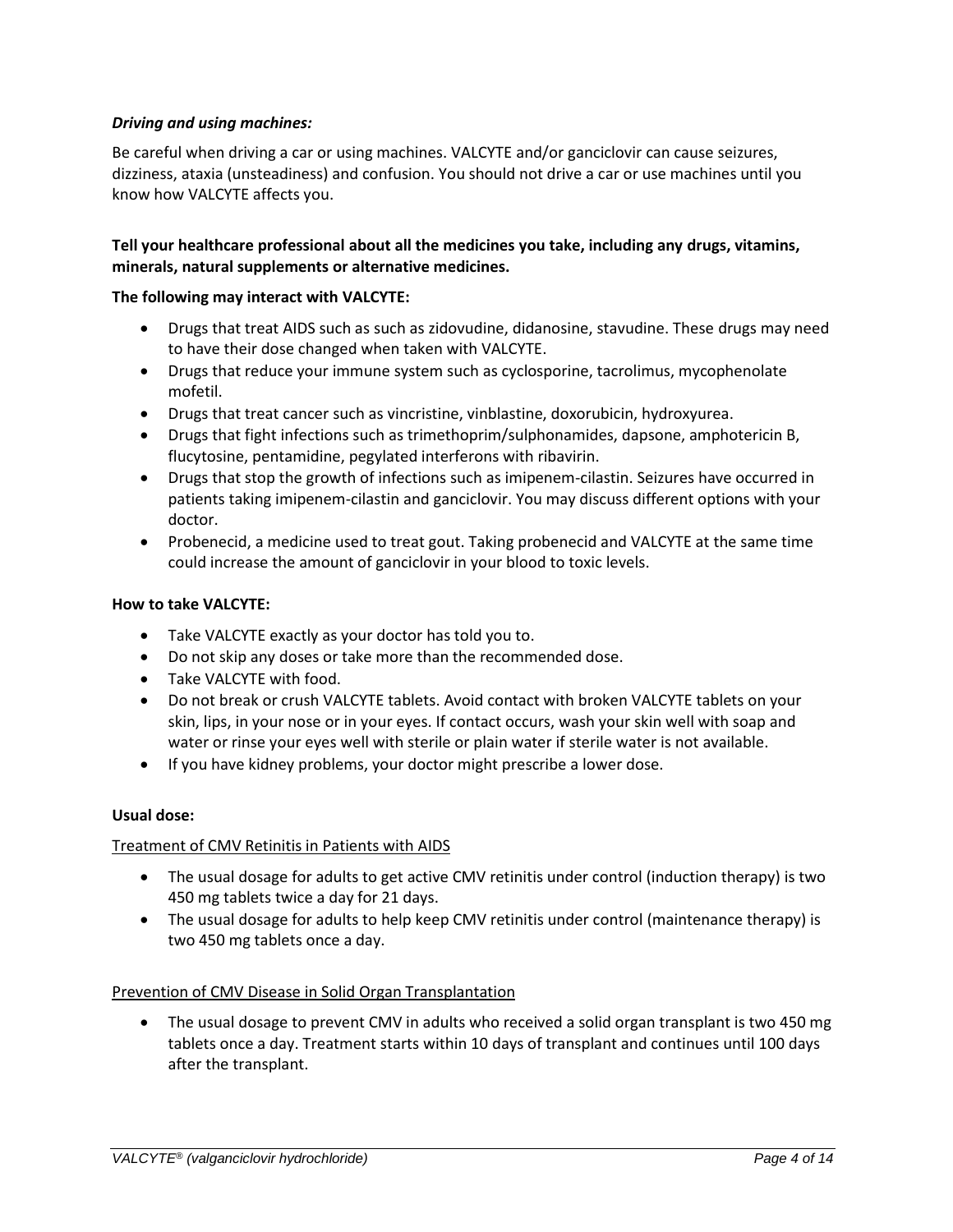***Driving and using machines:***

Be careful when driving a car or using machines. VALCYTE and/or ganciclovir can cause seizures, dizziness, ataxia (unsteadiness) and confusion. You should not drive a car or use machines until you know how VALCYTE affects you.

**Tell your healthcare professional about all the medicines you take, including any drugs, vitamins, minerals, natural supplements or alternative medicines.**

**The following may interact with VALCYTE:**

- Drugs that treat AIDS such as such as zidovudine, didanosine, stavudine. These drugs may need to have their dose changed when taken with VALCYTE.
- Drugs that reduce your immune system such as cyclosporine, tacrolimus, mycophenolate mofetil.
- Drugs that treat cancer such as vincristine, vinblastine, doxorubicin, hydroxyurea.
- Drugs that fight infections such as trimethoprim/sulphonamides, dapsone, amphotericin B, flucytosine, pentamidine, pegylated interferons with ribavirin.
- Drugs that stop the growth of infections such as imipenem-cilastin. Seizures have occurred in patients taking imipenem-cilastin and ganciclovir. You may discuss different options with your doctor.
- Probenecid, a medicine used to treat gout. Taking probenecid and VALCYTE at the same time could increase the amount of ganciclovir in your blood to toxic levels.

**How to take VALCYTE:**

- Take VALCYTE exactly as your doctor has told you to.
- Do not skip any doses or take more than the recommended dose.
- Take VALCYTE with food.
- Do not break or crush VALCYTE tablets. Avoid contact with broken VALCYTE tablets on your skin, lips, in your nose or in your eyes. If contact occurs, wash your skin well with soap and water or rinse your eyes well with sterile or plain water if sterile water is not available.
- If you have kidney problems, your doctor might prescribe a lower dose.

**Usual dose:**

Treatment of CMV Retinitis in Patients with AIDS

- The usual dosage for adults to get active CMV retinitis under control (induction therapy) is two 450 mg tablets twice a day for 21 days.
- The usual dosage for adults to help keep CMV retinitis under control (maintenance therapy) is two 450 mg tablets once a day.

Prevention of CMV Disease in Solid Organ Transplantation

- The usual dosage to prevent CMV in adults who received a solid organ transplant is two 450 mg tablets once a day. Treatment starts within 10 days of transplant and continues until 100 days after the transplant.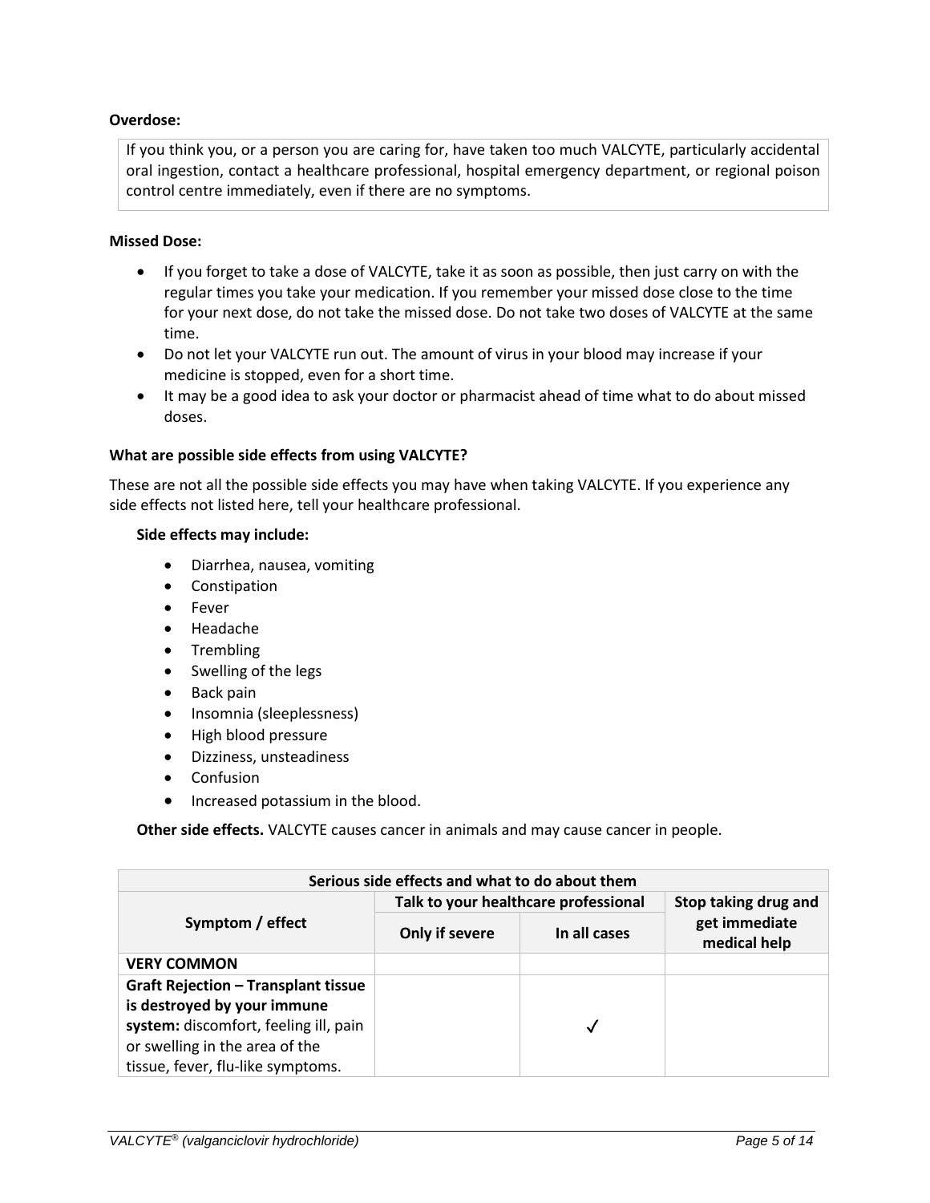**Overdose:**

If you think you, or a person you are caring for, have taken too much VALCYTE, particularly accidental oral ingestion, contact a healthcare professional, hospital emergency department, or regional poison control centre immediately, even if there are no symptoms.

**Missed Dose:**

- If you forget to take a dose of VALCYTE, take it as soon as possible, then just carry on with the regular times you take your medication. If you remember your missed dose close to the time for your next dose, do not take the missed dose. Do not take two doses of VALCYTE at the same time.
- Do not let your VALCYTE run out. The amount of virus in your blood may increase if your medicine is stopped, even for a short time.
- It may be a good idea to ask your doctor or pharmacist ahead of time what to do about missed doses.

**What are possible side effects from using VALCYTE?**

These are not all the possible side effects you may have when taking VALCYTE. If you experience any side effects not listed here, tell your healthcare professional.

**Side effects may include:**

- Diarrhea, nausea, vomiting
- Constipation
- Fever
- Headache
- Trembling
- Swelling of the legs
- Back pain
- Insomnia (sleeplessness)
- High blood pressure
- Dizziness, unsteadiness
- Confusion
- Increased potassium in the blood.

**Other side effects.** VALCYTE causes cancer in animals and may cause cancer in people.

| Serious side effects and what to do about them | | | |
|---|---|---|---|
| **Symptom / effect** | **Talk to your healthcare professional** | | **Stop taking drug and get immediate medical help** |
| | **Only if severe** | **In all cases** | |
| **VERY COMMON** | | | |
| **Graft Rejection – Transplant tissue is destroyed by your immune system:** discomfort, feeling ill, pain or swelling in the area of the tissue, fever, flu-like symptoms. | | ✓ | |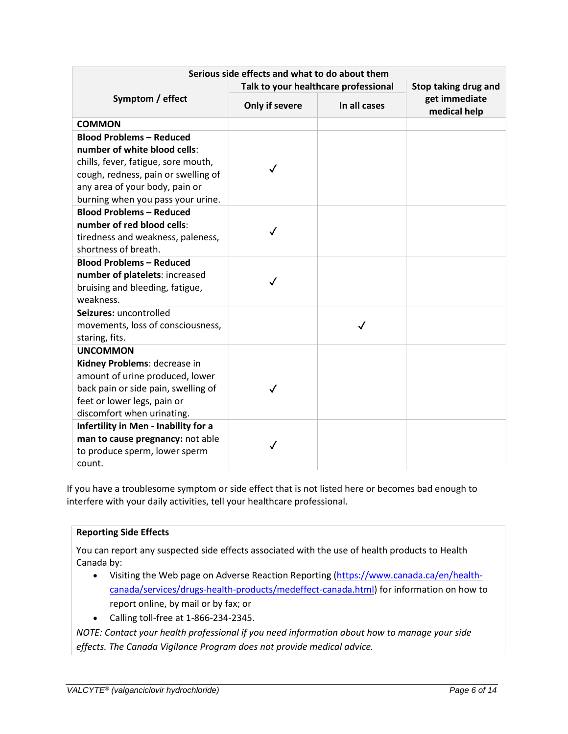| Serious side effects and what to do about them | | | |
|---|---|---|---|
| Symptom / effect | Talk to your healthcare professional | | Stop taking drug and get immediate medical help |
| | Only if severe | In all cases | |
| **COMMON** | | | |
| **Blood Problems – Reduced number of white blood cells**: chills, fever, fatigue, sore mouth, cough, redness, pain or swelling of any area of your body, pain or burning when you pass your urine. | ✓ | | |
| **Blood Problems – Reduced number of red blood cells**: tiredness and weakness, paleness, shortness of breath. | ✓ | | |
| **Blood Problems – Reduced number of platelets**: increased bruising and bleeding, fatigue, weakness. | ✓ | | |
| **Seizures:** uncontrolled movements, loss of consciousness, staring, fits. | | ✓ | |
| **UNCOMMON** | | | |
| **Kidney Problems**: decrease in amount of urine produced, lower back pain or side pain, swelling of feet or lower legs, pain or discomfort when urinating. | ✓ | | |
| **Infertility in Men - Inability for a man to cause pregnancy:** not able to produce sperm, lower sperm count. | ✓ | | |

If you have a troublesome symptom or side effect that is not listed here or becomes bad enough to interfere with your daily activities, tell your healthcare professional.

**Reporting Side Effects**

You can report any suspected side effects associated with the use of health products to Health Canada by:

- Visiting the Web page on Adverse Reaction Reporting (https://www.canada.ca/en/health-canada/services/drugs-health-products/medeffect-canada.html) for information on how to report online, by mail or by fax; or
- Calling toll-free at 1-866-234-2345.

*NOTE: Contact your health professional if you need information about how to manage your side effects. The Canada Vigilance Program does not provide medical advice.*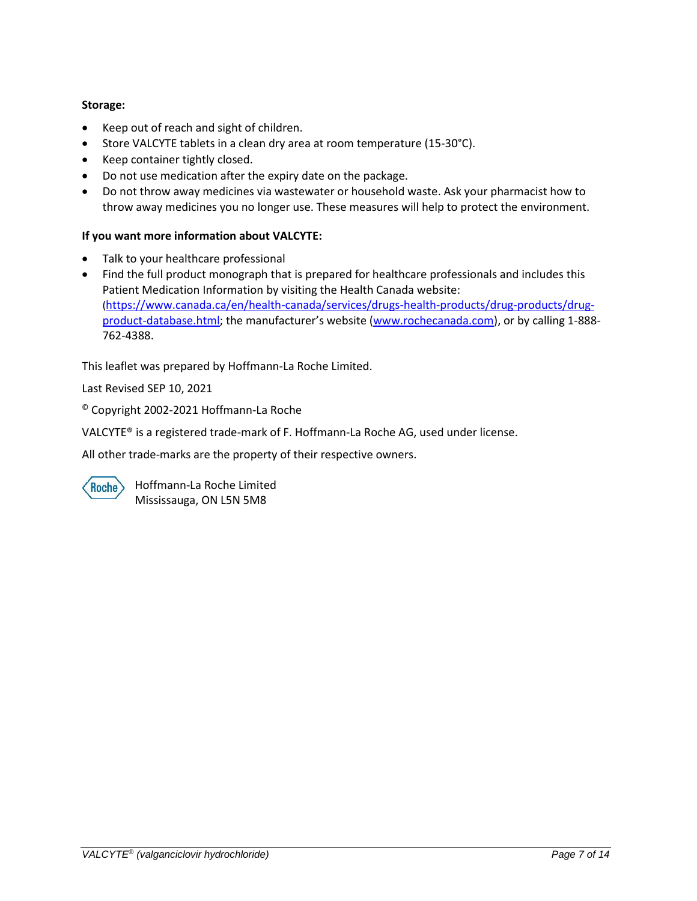**Storage:**

- Keep out of reach and sight of children.
- Store VALCYTE tablets in a clean dry area at room temperature (15-30°C).
- Keep container tightly closed.
- Do not use medication after the expiry date on the package.
- Do not throw away medicines via wastewater or household waste. Ask your pharmacist how to throw away medicines you no longer use. These measures will help to protect the environment.

**If you want more information about VALCYTE:**

- Talk to your healthcare professional
- Find the full product monograph that is prepared for healthcare professionals and includes this Patient Medication Information by visiting the Health Canada website: (https://www.canada.ca/en/health-canada/services/drugs-health-products/drug-products/drug-product-database.html; the manufacturer's website (www.rochecanada.com), or by calling 1-888-762-4388.

This leaflet was prepared by Hoffmann-La Roche Limited.

Last Revised SEP 10, 2021

© Copyright 2002-2021 Hoffmann-La Roche

VALCYTE® is a registered trade-mark of F. Hoffmann-La Roche AG, used under license.

All other trade-marks are the property of their respective owners.

Roche

Hoffmann-La Roche Limited
Mississauga, ON L5N 5M8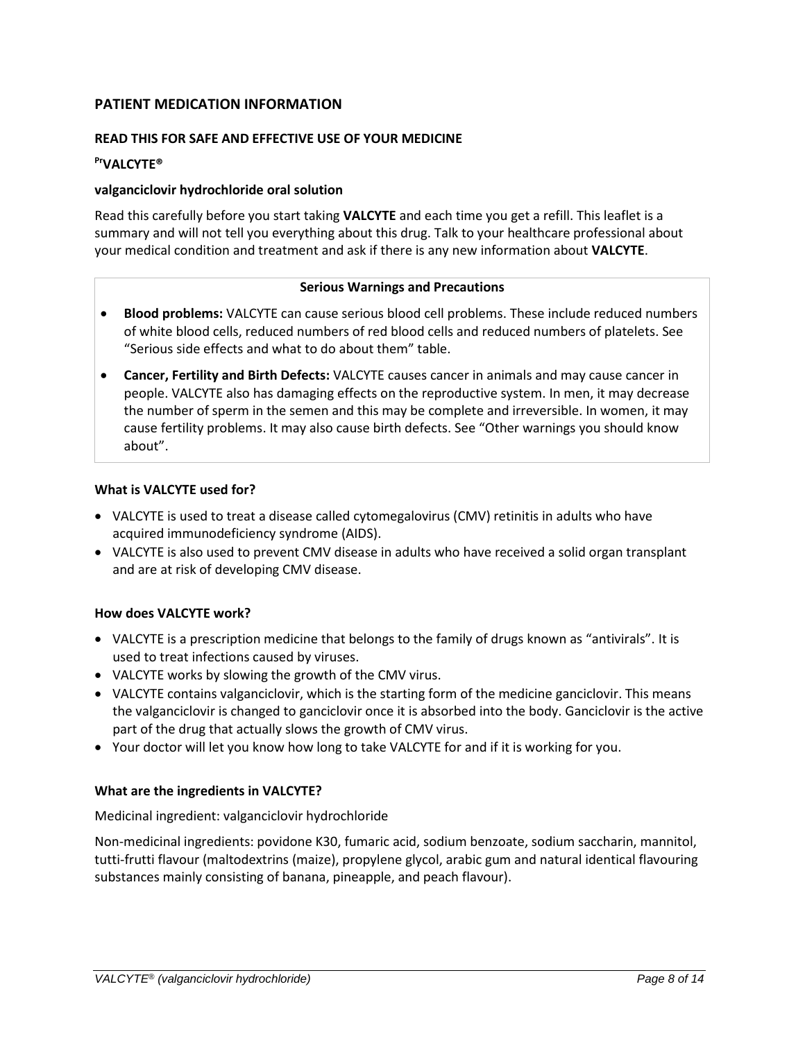## PATIENT MEDICATION INFORMATION

### READ THIS FOR SAFE AND EFFECTIVE USE OF YOUR MEDICINE

**[Pr]VALCYTE®**

**valganciclovir hydrochloride oral solution**

Read this carefully before you start taking **VALCYTE** and each time you get a refill. This leaflet is a summary and will not tell you everything about this drug. Talk to your healthcare professional about your medical condition and treatment and ask if there is any new information about **VALCYTE**.

| Serious Warnings and Precautions |
| --- |
| • **Blood problems:** VALCYTE can cause serious blood cell problems. These include reduced numbers of white blood cells, reduced numbers of red blood cells and reduced numbers of platelets. See "Serious side effects and what to do about them" table.<br>• **Cancer, Fertility and Birth Defects:** VALCYTE causes cancer in animals and may cause cancer in people. VALCYTE also has damaging effects on the reproductive system. In men, it may decrease the number of sperm in the semen and this may be complete and irreversible. In women, it may cause fertility problems. It may also cause birth defects. See "Other warnings you should know about". |

**What is VALCYTE used for?**

- VALCYTE is used to treat a disease called cytomegalovirus (CMV) retinitis in adults who have acquired immunodeficiency syndrome (AIDS).
- VALCYTE is also used to prevent CMV disease in adults who have received a solid organ transplant and are at risk of developing CMV disease.

**How does VALCYTE work?**

- VALCYTE is a prescription medicine that belongs to the family of drugs known as "antivirals". It is used to treat infections caused by viruses.
- VALCYTE works by slowing the growth of the CMV virus.
- VALCYTE contains valganciclovir, which is the starting form of the medicine ganciclovir. This means the valganciclovir is changed to ganciclovir once it is absorbed into the body. Ganciclovir is the active part of the drug that actually slows the growth of CMV virus.
- Your doctor will let you know how long to take VALCYTE for and if it is working for you.

**What are the ingredients in VALCYTE?**

Medicinal ingredient: valganciclovir hydrochloride

Non-medicinal ingredients: povidone K30, fumaric acid, sodium benzoate, sodium saccharin, mannitol, tutti-frutti flavour (maltodextrins (maize), propylene glycol, arabic gum and natural identical flavouring substances mainly consisting of banana, pineapple, and peach flavour).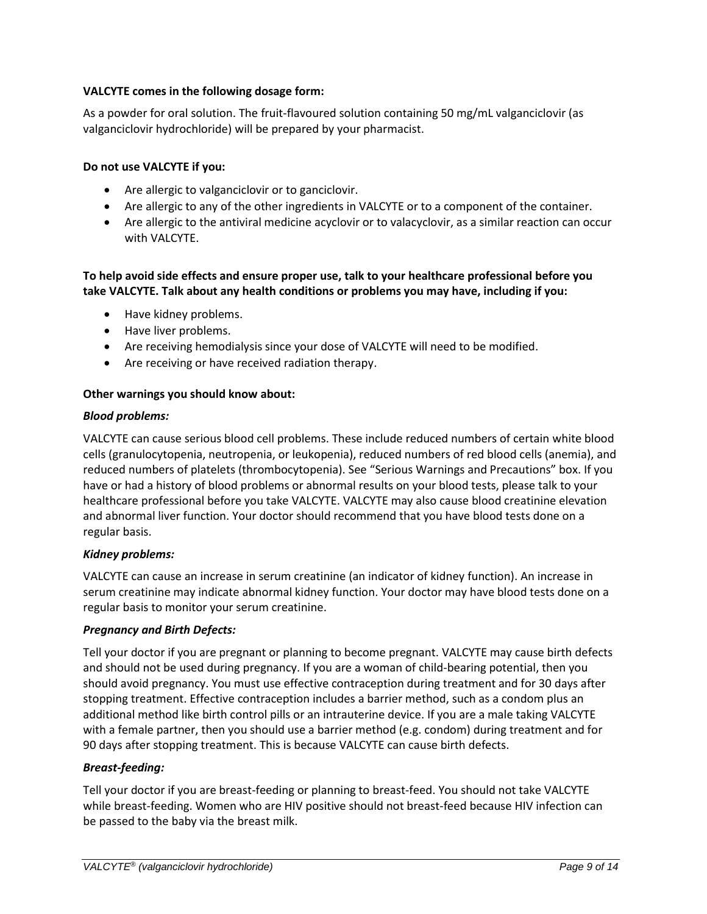**VALCYTE comes in the following dosage form:**

As a powder for oral solution. The fruit-flavoured solution containing 50 mg/mL valganciclovir (as valganciclovir hydrochloride) will be prepared by your pharmacist.

**Do not use VALCYTE if you:**

- Are allergic to valganciclovir or to ganciclovir.
- Are allergic to any of the other ingredients in VALCYTE or to a component of the container.
- Are allergic to the antiviral medicine acyclovir or to valacyclovir, as a similar reaction can occur with VALCYTE.

**To help avoid side effects and ensure proper use, talk to your healthcare professional before you take VALCYTE. Talk about any health conditions or problems you may have, including if you:**

- Have kidney problems.
- Have liver problems.
- Are receiving hemodialysis since your dose of VALCYTE will need to be modified.
- Are receiving or have received radiation therapy.

**Other warnings you should know about:**

***Blood problems:***

VALCYTE can cause serious blood cell problems. These include reduced numbers of certain white blood cells (granulocytopenia, neutropenia, or leukopenia), reduced numbers of red blood cells (anemia), and reduced numbers of platelets (thrombocytopenia). See "Serious Warnings and Precautions" box. If you have or had a history of blood problems or abnormal results on your blood tests, please talk to your healthcare professional before you take VALCYTE. VALCYTE may also cause blood creatinine elevation and abnormal liver function. Your doctor should recommend that you have blood tests done on a regular basis.

***Kidney problems:***

VALCYTE can cause an increase in serum creatinine (an indicator of kidney function). An increase in serum creatinine may indicate abnormal kidney function. Your doctor may have blood tests done on a regular basis to monitor your serum creatinine.

***Pregnancy and Birth Defects:***

Tell your doctor if you are pregnant or planning to become pregnant. VALCYTE may cause birth defects and should not be used during pregnancy. If you are a woman of child-bearing potential, then you should avoid pregnancy. You must use effective contraception during treatment and for 30 days after stopping treatment. Effective contraception includes a barrier method, such as a condom plus an additional method like birth control pills or an intrauterine device. If you are a male taking VALCYTE with a female partner, then you should use a barrier method (e.g. condom) during treatment and for 90 days after stopping treatment. This is because VALCYTE can cause birth defects.

***Breast-feeding:***

Tell your doctor if you are breast-feeding or planning to breast-feed. You should not take VALCYTE while breast-feeding. Women who are HIV positive should not breast-feed because HIV infection can be passed to the baby via the breast milk.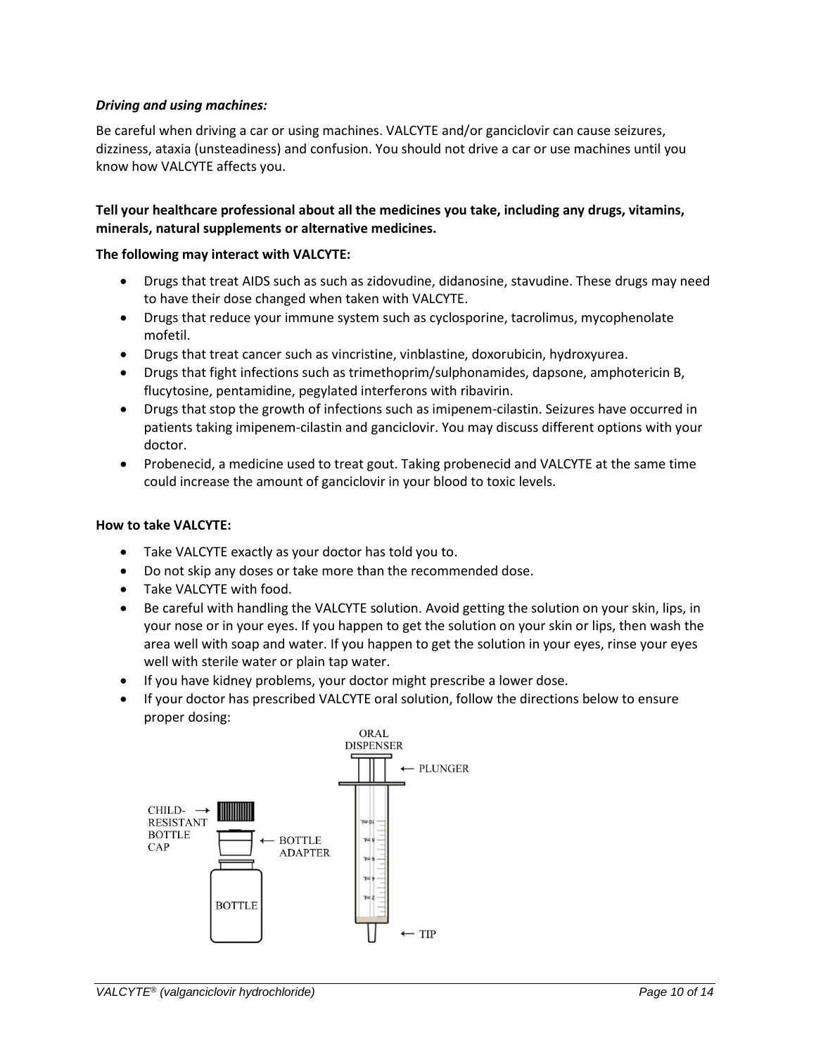***Driving and using machines:***

Be careful when driving a car or using machines. VALCYTE and/or ganciclovir can cause seizures, dizziness, ataxia (unsteadiness) and confusion. You should not drive a car or use machines until you know how VALCYTE affects you.

**Tell your healthcare professional about all the medicines you take, including any drugs, vitamins, minerals, natural supplements or alternative medicines.**

**The following may interact with VALCYTE:**

- Drugs that treat AIDS such as such as zidovudine, didanosine, stavudine. These drugs may need to have their dose changed when taken with VALCYTE.
- Drugs that reduce your immune system such as cyclosporine, tacrolimus, mycophenolate mofetil.
- Drugs that treat cancer such as vincristine, vinblastine, doxorubicin, hydroxyurea.
- Drugs that fight infections such as trimethoprim/sulphonamides, dapsone, amphotericin B, flucytosine, pentamidine, pegylated interferons with ribavirin.
- Drugs that stop the growth of infections such as imipenem-cilastin. Seizures have occurred in patients taking imipenem-cilastin and ganciclovir. You may discuss different options with your doctor.
- Probenecid, a medicine used to treat gout. Taking probenecid and VALCYTE at the same time could increase the amount of ganciclovir in your blood to toxic levels.

**How to take VALCYTE:**

- Take VALCYTE exactly as your doctor has told you to.
- Do not skip any doses or take more than the recommended dose.
- Take VALCYTE with food.
- Be careful with handling the VALCYTE solution. Avoid getting the solution on your skin, lips, in your nose or in your eyes. If you happen to get the solution on your skin or lips, then wash the area well with soap and water. If you happen to get the solution in your eyes, rinse your eyes well with sterile water or plain tap water.
- If you have kidney problems, your doctor might prescribe a lower dose.
- If your doctor has prescribed VALCYTE oral solution, follow the directions below to ensure proper dosing:

ORAL DISPENSER ← PLUNGER

CHILD-RESISTANT BOTTLE CAP → ← BOTTLE ADAPTER

BOTTLE ← TIP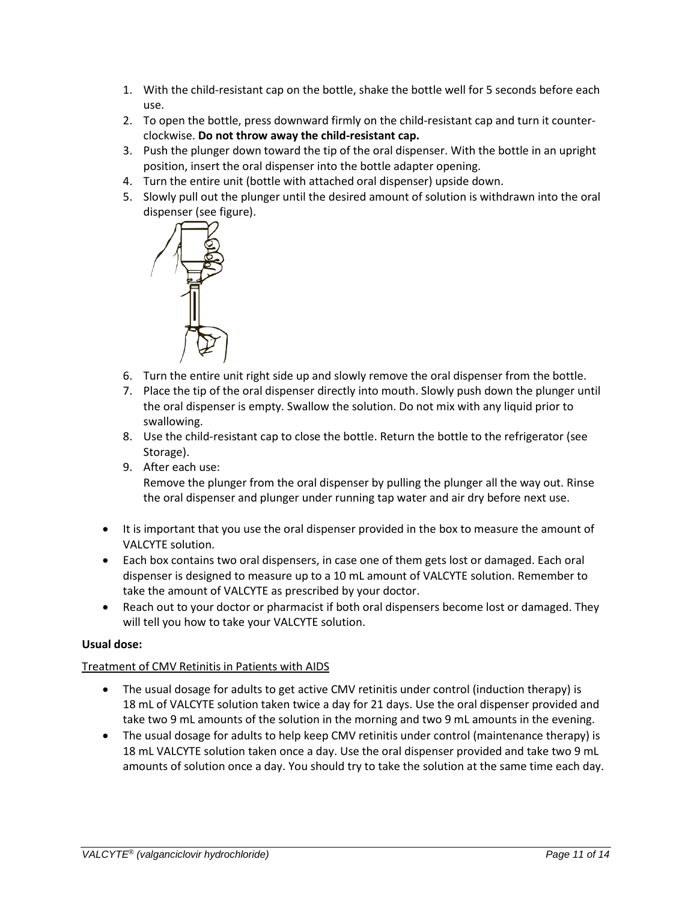1. With the child-resistant cap on the bottle, shake the bottle well for 5 seconds before each use.
2. To open the bottle, press downward firmly on the child-resistant cap and turn it counter-clockwise. **Do not throw away the child-resistant cap.**
3. Push the plunger down toward the tip of the oral dispenser. With the bottle in an upright position, insert the oral dispenser into the bottle adapter opening.
4. Turn the entire unit (bottle with attached oral dispenser) upside down.
5. Slowly pull out the plunger until the desired amount of solution is withdrawn into the oral dispenser (see figure).
6. Turn the entire unit right side up and slowly remove the oral dispenser from the bottle.
7. Place the tip of the oral dispenser directly into mouth. Slowly push down the plunger until the oral dispenser is empty. Swallow the solution. Do not mix with any liquid prior to swallowing.
8. Use the child-resistant cap to close the bottle. Return the bottle to the refrigerator (see Storage).
9. After each use:
   Remove the plunger from the oral dispenser by pulling the plunger all the way out. Rinse the oral dispenser and plunger under running tap water and air dry before next use.

- It is important that you use the oral dispenser provided in the box to measure the amount of VALCYTE solution.
- Each box contains two oral dispensers, in case one of them gets lost or damaged. Each oral dispenser is designed to measure up to a 10 mL amount of VALCYTE solution. Remember to take the amount of VALCYTE as prescribed by your doctor.
- Reach out to your doctor or pharmacist if both oral dispensers become lost or damaged. They will tell you how to take your VALCYTE solution.

**Usual dose:**

Treatment of CMV Retinitis in Patients with AIDS

- The usual dosage for adults to get active CMV retinitis under control (induction therapy) is 18 mL of VALCYTE solution taken twice a day for 21 days. Use the oral dispenser provided and take two 9 mL amounts of the solution in the morning and two 9 mL amounts in the evening.
- The usual dosage for adults to help keep CMV retinitis under control (maintenance therapy) is 18 mL VALCYTE solution taken once a day. Use the oral dispenser provided and take two 9 mL amounts of solution once a day. You should try to take the solution at the same time each day.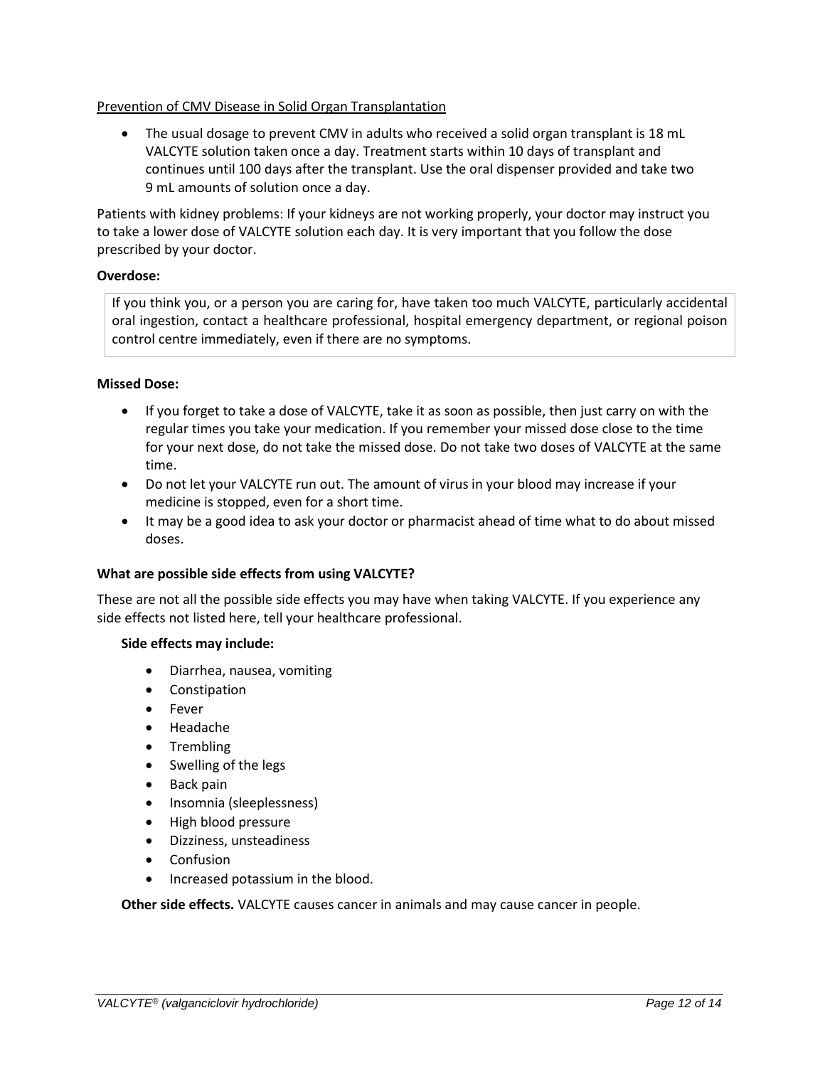Prevention of CMV Disease in Solid Organ Transplantation

- The usual dosage to prevent CMV in adults who received a solid organ transplant is 18 mL VALCYTE solution taken once a day. Treatment starts within 10 days of transplant and continues until 100 days after the transplant. Use the oral dispenser provided and take two 9 mL amounts of solution once a day.

Patients with kidney problems: If your kidneys are not working properly, your doctor may instruct you to take a lower dose of VALCYTE solution each day. It is very important that you follow the dose prescribed by your doctor.

**Overdose:**

If you think you, or a person you are caring for, have taken too much VALCYTE, particularly accidental oral ingestion, contact a healthcare professional, hospital emergency department, or regional poison control centre immediately, even if there are no symptoms.

**Missed Dose:**

- If you forget to take a dose of VALCYTE, take it as soon as possible, then just carry on with the regular times you take your medication. If you remember your missed dose close to the time for your next dose, do not take the missed dose. Do not take two doses of VALCYTE at the same time.
- Do not let your VALCYTE run out. The amount of virus in your blood may increase if your medicine is stopped, even for a short time.
- It may be a good idea to ask your doctor or pharmacist ahead of time what to do about missed doses.

**What are possible side effects from using VALCYTE?**

These are not all the possible side effects you may have when taking VALCYTE. If you experience any side effects not listed here, tell your healthcare professional.

**Side effects may include:**

- Diarrhea, nausea, vomiting
- Constipation
- Fever
- Headache
- Trembling
- Swelling of the legs
- Back pain
- Insomnia (sleeplessness)
- High blood pressure
- Dizziness, unsteadiness
- Confusion
- Increased potassium in the blood.

**Other side effects.** VALCYTE causes cancer in animals and may cause cancer in people.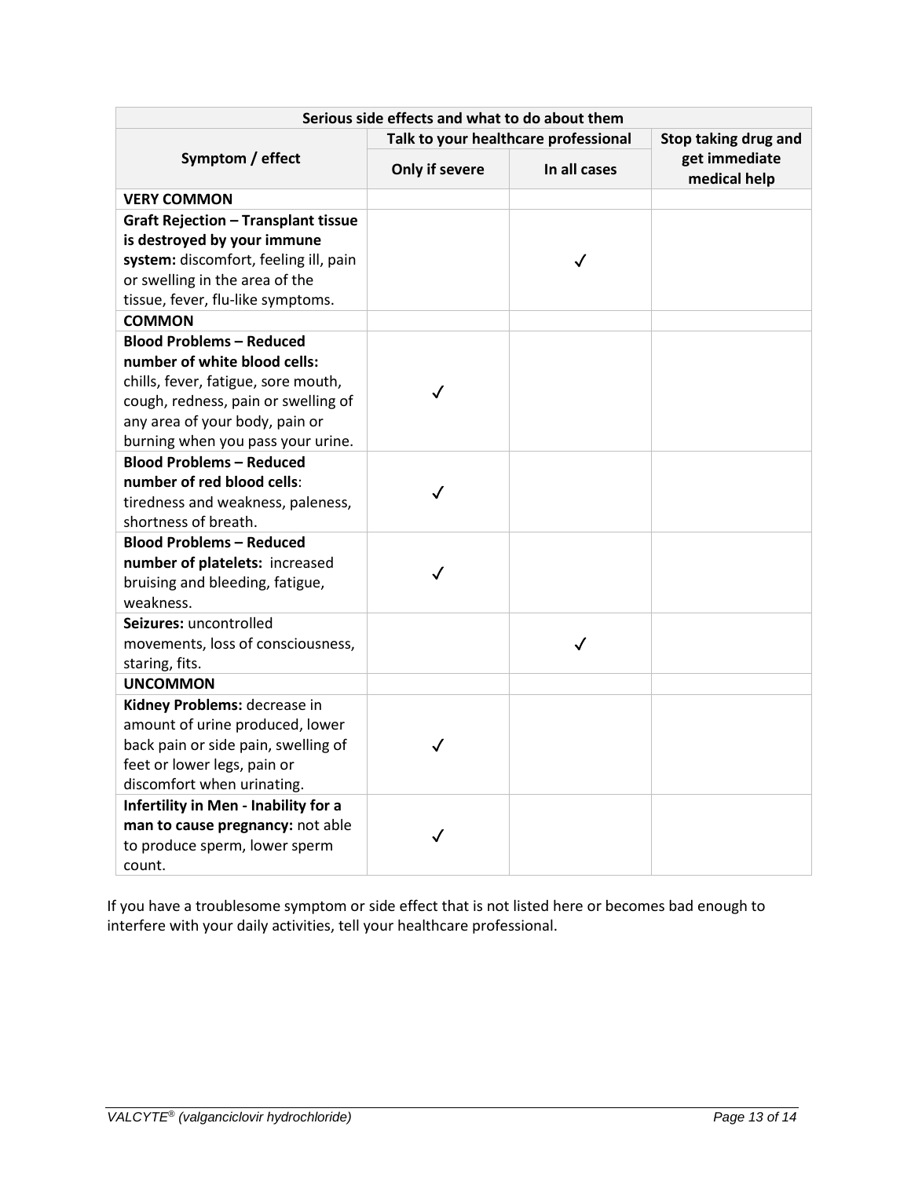| Serious side effects and what to do about them | | | |
|---|---|---|---|
| **Symptom / effect** | **Talk to your healthcare professional** | | **Stop taking drug and get immediate medical help** |
| | **Only if severe** | **In all cases** | |
| **VERY COMMON** | | | |
| **Graft Rejection – Transplant tissue is destroyed by your immune system:** discomfort, feeling ill, pain or swelling in the area of the tissue, fever, flu-like symptoms. | | ✓ | |
| **COMMON** | | | |
| **Blood Problems – Reduced number of white blood cells:** chills, fever, fatigue, sore mouth, cough, redness, pain or swelling of any area of your body, pain or burning when you pass your urine. | ✓ | | |
| **Blood Problems – Reduced number of red blood cells**: tiredness and weakness, paleness, shortness of breath. | ✓ | | |
| **Blood Problems – Reduced number of platelets:** increased bruising and bleeding, fatigue, weakness. | ✓ | | |
| **Seizures:** uncontrolled movements, loss of consciousness, staring, fits. | | ✓ | |
| **UNCOMMON** | | | |
| **Kidney Problems:** decrease in amount of urine produced, lower back pain or side pain, swelling of feet or lower legs, pain or discomfort when urinating. | ✓ | | |
| **Infertility in Men - Inability for a man to cause pregnancy:** not able to produce sperm, lower sperm count. | ✓ | | |

If you have a troublesome symptom or side effect that is not listed here or becomes bad enough to interfere with your daily activities, tell your healthcare professional.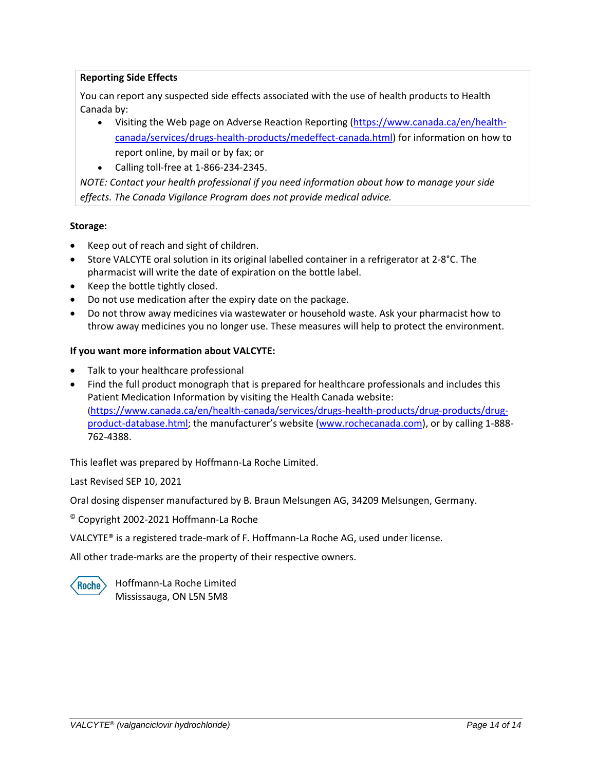**Reporting Side Effects**

You can report any suspected side effects associated with the use of health products to Health Canada by:

- Visiting the Web page on Adverse Reaction Reporting (https://www.canada.ca/en/health-canada/services/drugs-health-products/medeffect-canada.html) for information on how to report online, by mail or by fax; or
- Calling toll-free at 1-866-234-2345.

*NOTE: Contact your health professional if you need information about how to manage your side effects. The Canada Vigilance Program does not provide medical advice.*

**Storage:**

- Keep out of reach and sight of children.
- Store VALCYTE oral solution in its original labelled container in a refrigerator at 2-8°C. The pharmacist will write the date of expiration on the bottle label.
- Keep the bottle tightly closed.
- Do not use medication after the expiry date on the package.
- Do not throw away medicines via wastewater or household waste. Ask your pharmacist how to throw away medicines you no longer use. These measures will help to protect the environment.

**If you want more information about VALCYTE:**

- Talk to your healthcare professional
- Find the full product monograph that is prepared for healthcare professionals and includes this Patient Medication Information by visiting the Health Canada website: (https://www.canada.ca/en/health-canada/services/drugs-health-products/drug-products/drug-product-database.html; the manufacturer's website (www.rochecanada.com), or by calling 1-888-762-4388.

This leaflet was prepared by Hoffmann-La Roche Limited.

Last Revised SEP 10, 2021

Oral dosing dispenser manufactured by B. Braun Melsungen AG, 34209 Melsungen, Germany.

© Copyright 2002-2021 Hoffmann-La Roche

VALCYTE® is a registered trade-mark of F. Hoffmann-La Roche AG, used under license.

All other trade-marks are the property of their respective owners.

Roche

Hoffmann-La Roche Limited
Mississauga, ON L5N 5M8